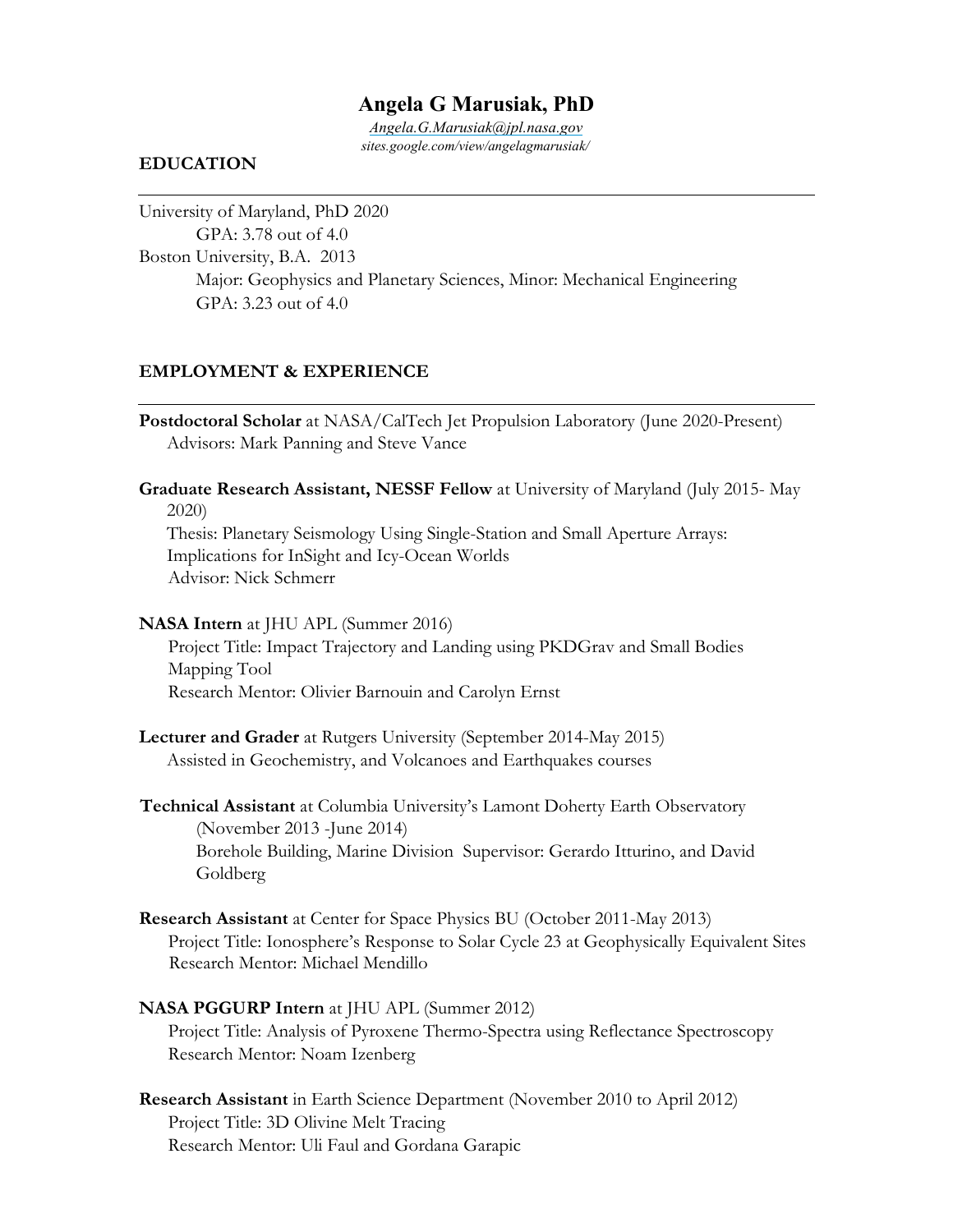# Angela G Marusiak, PhD

*Angela.G.Marusiak@jpl.nasa.gov*
*sites.google.com/view/angelagmarusiak/*

## EDUCATION

University of Maryland, PhD 2020
GPA: 3.78 out of 4.0

Boston University, B.A. 2013
Major: Geophysics and Planetary Sciences, Minor: Mechanical Engineering
GPA: 3.23 out of 4.0

## EMPLOYMENT & EXPERIENCE

**Postdoctoral Scholar** at NASA/CalTech Jet Propulsion Laboratory (June 2020-Present)
Advisors: Mark Panning and Steve Vance

**Graduate Research Assistant, NESSF Fellow** at University of Maryland (July 2015- May 2020)
Thesis: Planetary Seismology Using Single-Station and Small Aperture Arrays: Implications for InSight and Icy-Ocean Worlds
Advisor: Nick Schmerr

**NASA Intern** at JHU APL (Summer 2016)
Project Title: Impact Trajectory and Landing using PKDGrav and Small Bodies Mapping Tool
Research Mentor: Olivier Barnouin and Carolyn Ernst

**Lecturer and Grader** at Rutgers University (September 2014-May 2015)
Assisted in Geochemistry, and Volcanoes and Earthquakes courses

**Technical Assistant** at Columbia University's Lamont Doherty Earth Observatory (November 2013 -June 2014)
Borehole Building, Marine Division Supervisor: Gerardo Itturino, and David Goldberg

**Research Assistant** at Center for Space Physics BU (October 2011-May 2013)
Project Title: Ionosphere's Response to Solar Cycle 23 at Geophysically Equivalent Sites
Research Mentor: Michael Mendillo

**NASA PGGURP Intern** at JHU APL (Summer 2012)
Project Title: Analysis of Pyroxene Thermo-Spectra using Reflectance Spectroscopy
Research Mentor: Noam Izenberg

**Research Assistant** in Earth Science Department (November 2010 to April 2012)
Project Title: 3D Olivine Melt Tracing
Research Mentor: Uli Faul and Gordana Garapic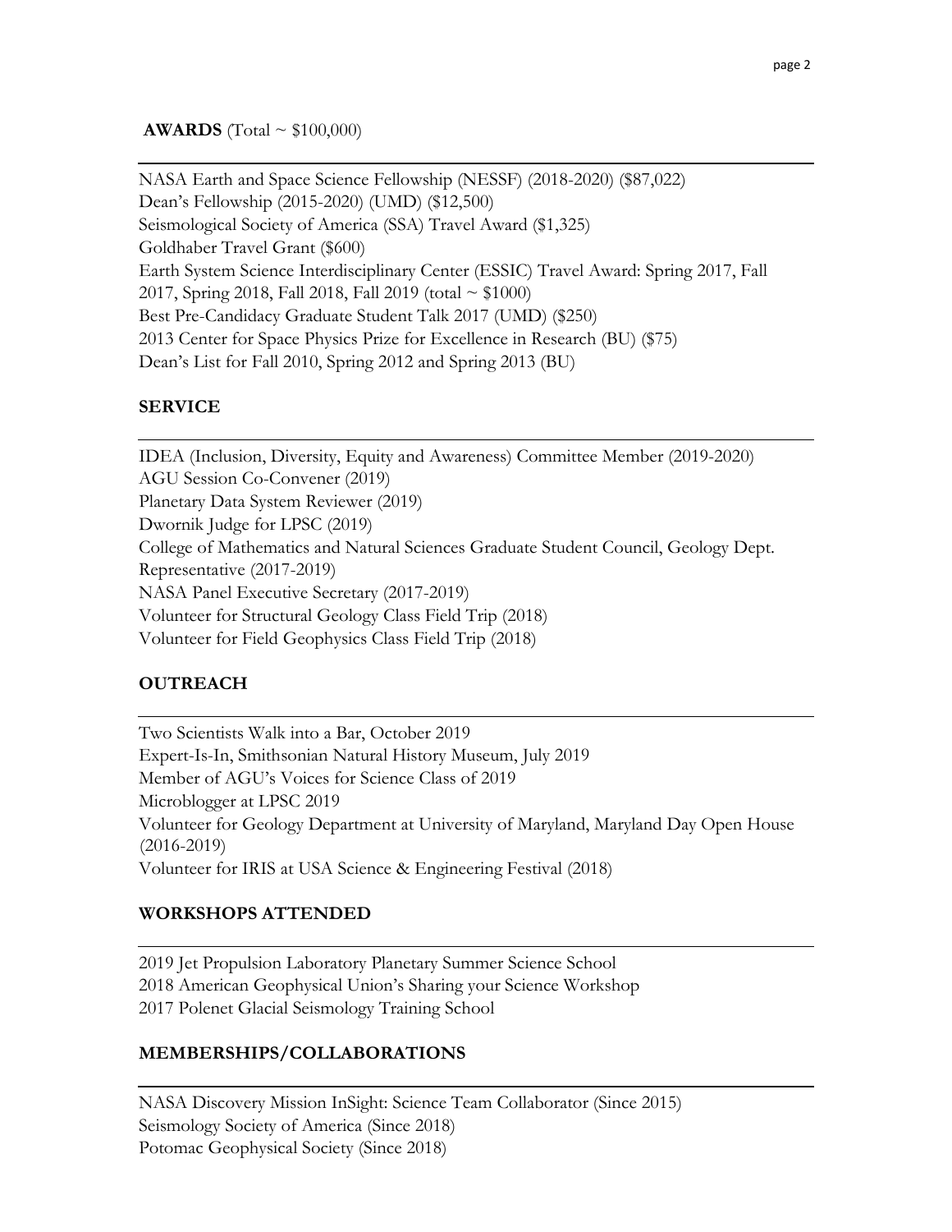## **AWARDS** (Total ~ $100,000)

NASA Earth and Space Science Fellowship (NESSF) (2018-2020) ($87,022)
Dean's Fellowship (2015-2020) (UMD) ($12,500)
Seismological Society of America (SSA) Travel Award ($1,325)
Goldhaber Travel Grant ($600)
Earth System Science Interdisciplinary Center (ESSIC) Travel Award: Spring 2017, Fall 2017, Spring 2018, Fall 2018, Fall 2019 (total ~ $1000)
Best Pre-Candidacy Graduate Student Talk 2017 (UMD) ($250)
2013 Center for Space Physics Prize for Excellence in Research (BU) ($75)
Dean's List for Fall 2010, Spring 2012 and Spring 2013 (BU)

## **SERVICE**

IDEA (Inclusion, Diversity, Equity and Awareness) Committee Member (2019-2020)
AGU Session Co-Convener (2019)
Planetary Data System Reviewer (2019)
Dwornik Judge for LPSC (2019)
College of Mathematics and Natural Sciences Graduate Student Council, Geology Dept. Representative (2017-2019)
NASA Panel Executive Secretary (2017-2019)
Volunteer for Structural Geology Class Field Trip (2018)
Volunteer for Field Geophysics Class Field Trip (2018)

## **OUTREACH**

Two Scientists Walk into a Bar, October 2019
Expert-Is-In, Smithsonian Natural History Museum, July 2019
Member of AGU's Voices for Science Class of 2019
Microblogger at LPSC 2019
Volunteer for Geology Department at University of Maryland, Maryland Day Open House (2016-2019)
Volunteer for IRIS at USA Science & Engineering Festival (2018)

## **WORKSHOPS ATTENDED**

2019 Jet Propulsion Laboratory Planetary Summer Science School
2018 American Geophysical Union's Sharing your Science Workshop
2017 Polenet Glacial Seismology Training School

## **MEMBERSHIPS/COLLABORATIONS**

NASA Discovery Mission InSight: Science Team Collaborator (Since 2015)
Seismology Society of America (Since 2018)
Potomac Geophysical Society (Since 2018)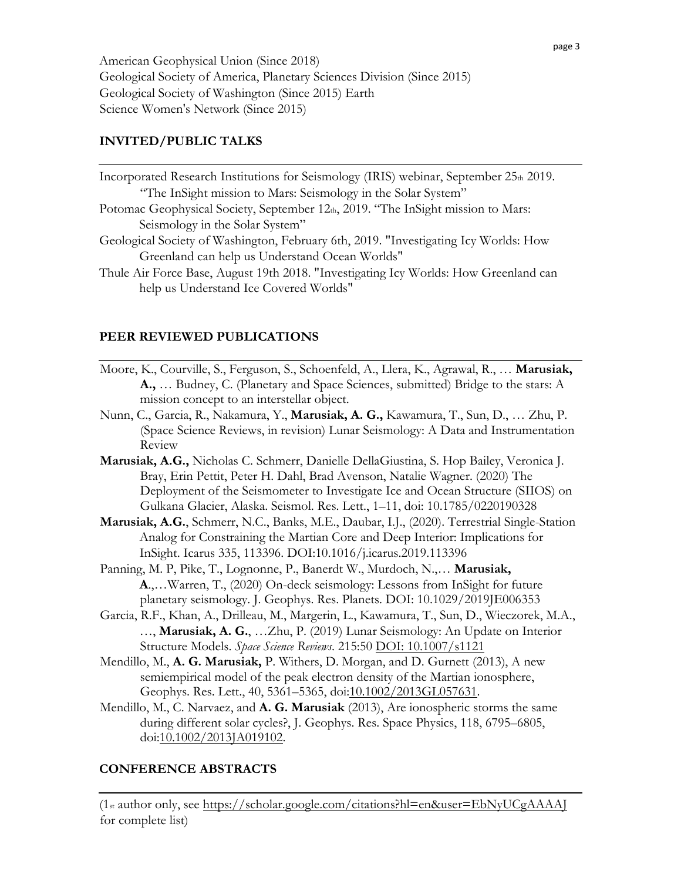American Geophysical Union (Since 2018)
Geological Society of America, Planetary Sciences Division (Since 2015)
Geological Society of Washington (Since 2015) Earth
Science Women's Network (Since 2015)

## INVITED/PUBLIC TALKS

Incorporated Research Institutions for Seismology (IRIS) webinar, September 25th 2019. "The InSight mission to Mars: Seismology in the Solar System"

Potomac Geophysical Society, September 12th, 2019. "The InSight mission to Mars: Seismology in the Solar System"

Geological Society of Washington, February 6th, 2019. "Investigating Icy Worlds: How Greenland can help us Understand Ocean Worlds"

Thule Air Force Base, August 19th 2018. "Investigating Icy Worlds: How Greenland can help us Understand Ice Covered Worlds"

## PEER REVIEWED PUBLICATIONS

Moore, K., Courville, S., Ferguson, S., Schoenfeld, A., Llera, K., Agrawal, R., … **Marusiak, A.,** … Budney, C. (Planetary and Space Sciences, submitted) Bridge to the stars: A mission concept to an interstellar object.

Nunn, C., Garcia, R., Nakamura, Y., **Marusiak, A. G.,** Kawamura, T., Sun, D., … Zhu, P. (Space Science Reviews, in revision) Lunar Seismology: A Data and Instrumentation Review

**Marusiak, A.G.,** Nicholas C. Schmerr, Danielle DellaGiustina, S. Hop Bailey, Veronica J. Bray, Erin Pettit, Peter H. Dahl, Brad Avenson, Natalie Wagner. (2020) The Deployment of the Seismometer to Investigate Ice and Ocean Structure (SIIOS) on Gulkana Glacier, Alaska. Seismol. Res. Lett., 1–11, doi: 10.1785/0220190328

**Marusiak, A.G.**, Schmerr, N.C., Banks, M.E., Daubar, I.J., (2020). Terrestrial Single-Station Analog for Constraining the Martian Core and Deep Interior: Implications for InSight. Icarus 335, 113396. DOI:10.1016/j.icarus.2019.113396

Panning, M. P, Pike, T., Lognonne, P., Banerdt W., Murdoch, N.,… **Marusiak, A**.,…Warren, T., (2020) On-deck seismology: Lessons from InSight for future planetary seismology. J. Geophys. Res. Planets. DOI: 10.1029/2019JE006353

Garcia, R.F., Khan, A., Drilleau, M., Margerin, L., Kawamura, T., Sun, D., Wieczorek, M.A., …, **Marusiak, A. G.**, …Zhu, P. (2019) Lunar Seismology: An Update on Interior Structure Models. *Space Science Reviews.* 215:50 DOI: 10.1007/s1121

Mendillo, M., **A. G. Marusiak,** P. Withers, D. Morgan, and D. Gurnett (2013), A new semiempirical model of the peak electron density of the Martian ionosphere, Geophys. Res. Lett., 40, 5361–5365, doi:10.1002/2013GL057631.

Mendillo, M., C. Narvaez, and **A. G. Marusiak** (2013), Are ionospheric storms the same during different solar cycles?, J. Geophys. Res. Space Physics, 118, 6795–6805, doi:10.1002/2013JA019102.

## CONFERENCE ABSTRACTS

(1st author only, see https://scholar.google.com/citations?hl=en&user=EbNyUCgAAAAJ for complete list)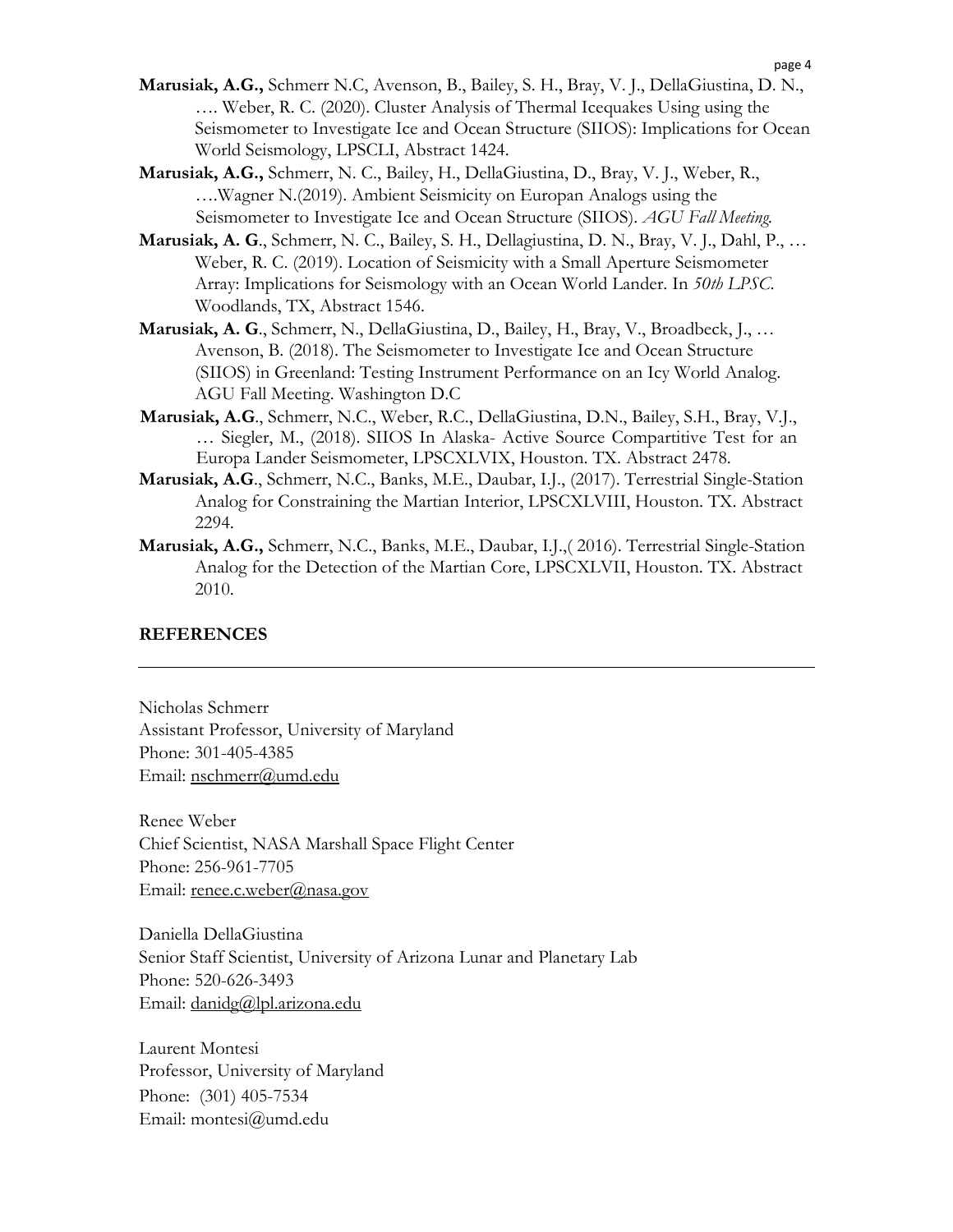**Marusiak, A.G.,** Schmerr N.C, Avenson, B., Bailey, S. H., Bray, V. J., DellaGiustina, D. N., …. Weber, R. C. (2020). Cluster Analysis of Thermal Icequakes Using using the Seismometer to Investigate Ice and Ocean Structure (SIIOS): Implications for Ocean World Seismology, LPSCLI, Abstract 1424.

**Marusiak, A.G.,** Schmerr, N. C., Bailey, H., DellaGiustina, D., Bray, V. J., Weber, R., ….Wagner N.(2019). Ambient Seismicity on Europan Analogs using the Seismometer to Investigate Ice and Ocean Structure (SIIOS). *AGU Fall Meeting.*

**Marusiak, A. G**., Schmerr, N. C., Bailey, S. H., Dellagiustina, D. N., Bray, V. J., Dahl, P., … Weber, R. C. (2019). Location of Seismicity with a Small Aperture Seismometer Array: Implications for Seismology with an Ocean World Lander. In *50th LPSC*. Woodlands, TX, Abstract 1546.

**Marusiak, A. G**., Schmerr, N., DellaGiustina, D., Bailey, H., Bray, V., Broadbeck, J., … Avenson, B. (2018). The Seismometer to Investigate Ice and Ocean Structure (SIIOS) in Greenland: Testing Instrument Performance on an Icy World Analog. AGU Fall Meeting. Washington D.C

**Marusiak, A.G**., Schmerr, N.C., Weber, R.C., DellaGiustina, D.N., Bailey, S.H., Bray, V.J., … Siegler, M., (2018). SIIOS In Alaska- Active Source Compartitive Test for an Europa Lander Seismometer, LPSCXLVIX, Houston. TX. Abstract 2478.

**Marusiak, A.G**., Schmerr, N.C., Banks, M.E., Daubar, I.J., (2017). Terrestrial Single-Station Analog for Constraining the Martian Interior, LPSCXLVIII, Houston. TX. Abstract 2294.

**Marusiak, A.G.,** Schmerr, N.C., Banks, M.E., Daubar, I.J.,( 2016). Terrestrial Single-Station Analog for the Detection of the Martian Core, LPSCXLVII, Houston. TX. Abstract 2010.

## REFERENCES

Nicholas Schmerr
Assistant Professor, University of Maryland
Phone: 301-405-4385
Email: nschmerr@umd.edu

Renee Weber
Chief Scientist, NASA Marshall Space Flight Center
Phone: 256-961-7705
Email: renee.c.weber@nasa.gov

Daniella DellaGiustina
Senior Staff Scientist, University of Arizona Lunar and Planetary Lab
Phone: 520-626-3493
Email: danidg@lpl.arizona.edu

Laurent Montesi
Professor, University of Maryland
Phone: (301) 405-7534
Email: montesi@umd.edu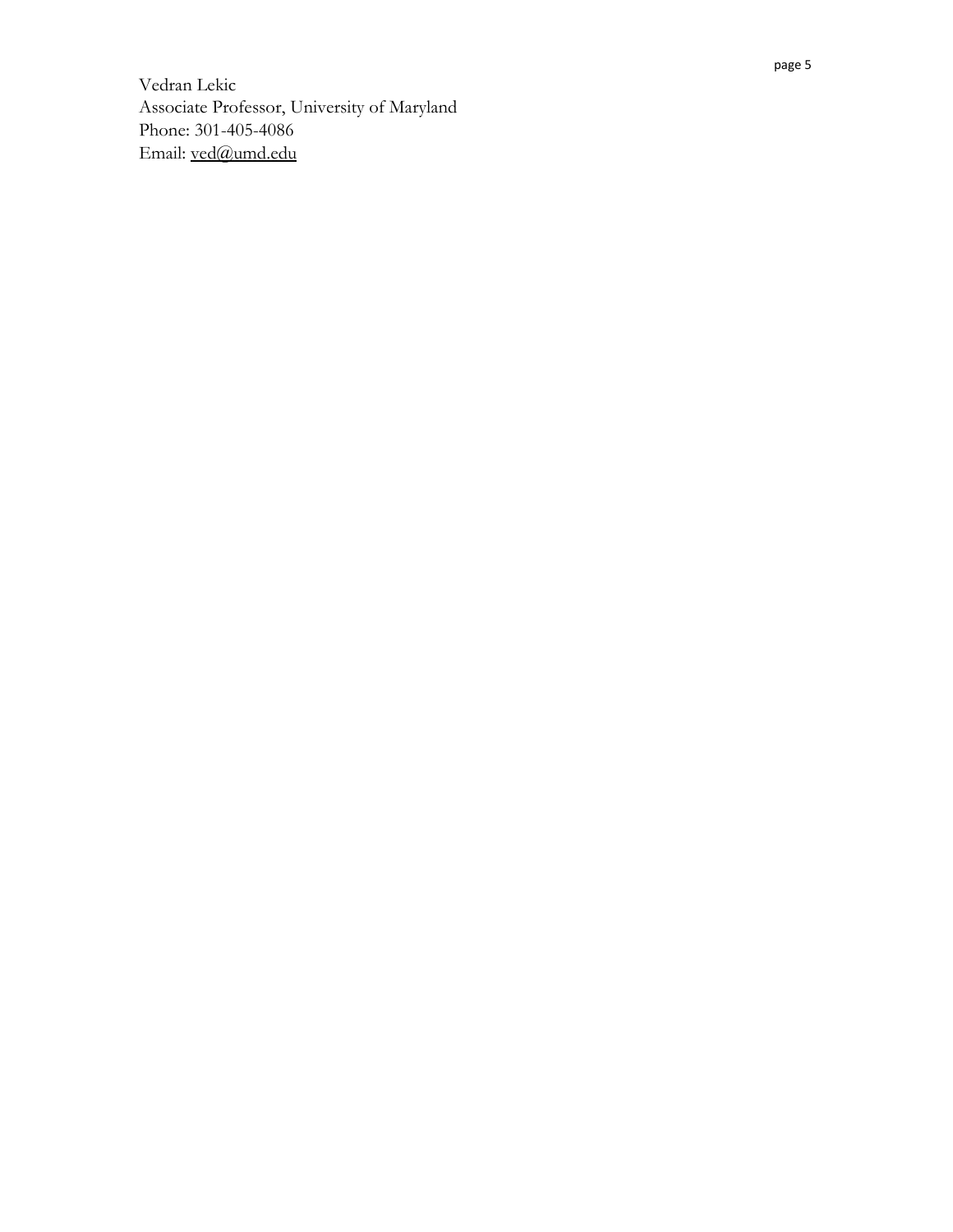Vedran Lekic
Associate Professor, University of Maryland
Phone: 301-405-4086
Email: ved@umd.edu